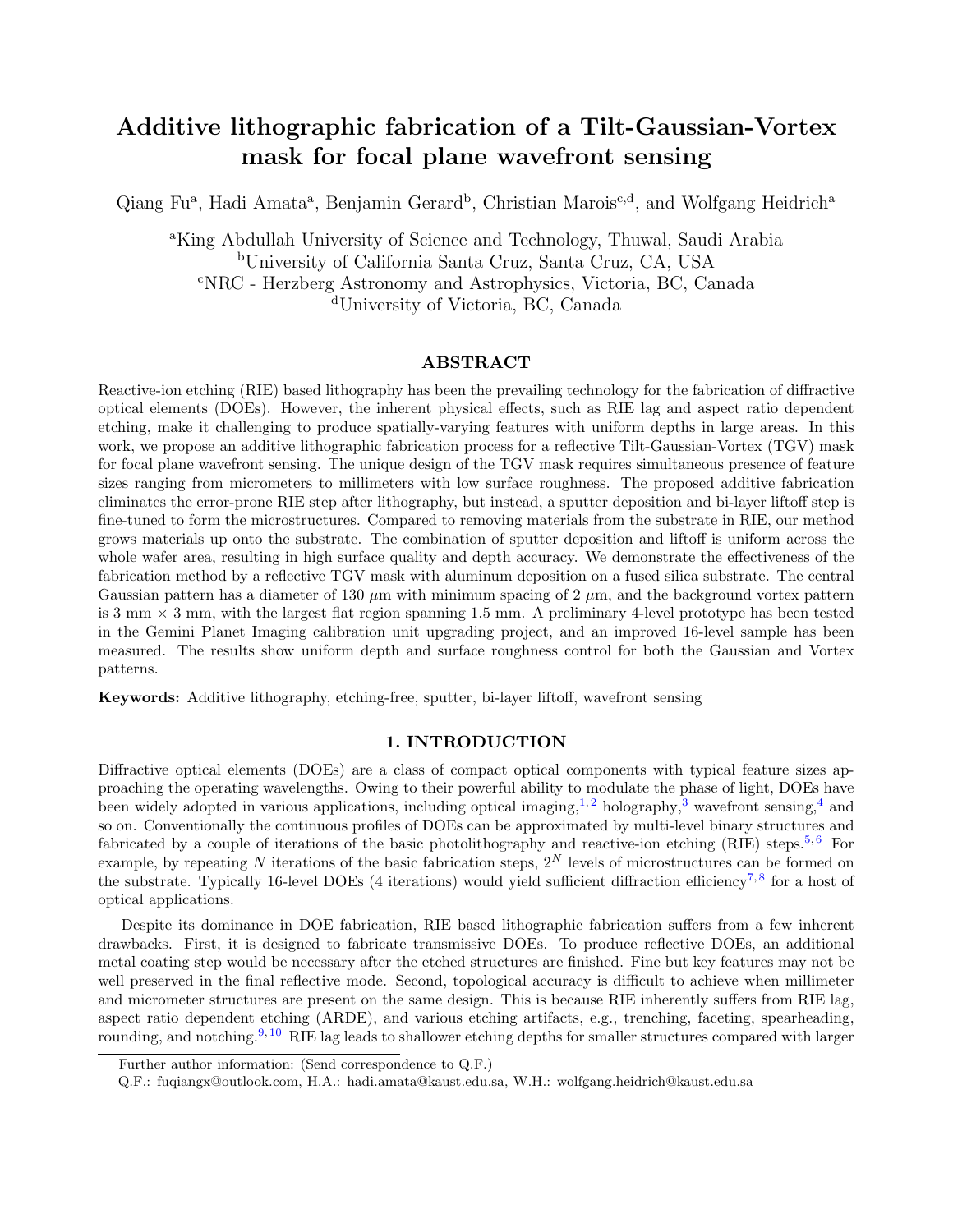# Additive lithographic fabrication of a Tilt-Gaussian-Vortex mask for focal plane wavefront sensing

Qiang Fu[a], Hadi Amata[a], Benjamin Gerard[b], Christian Marois[c,d], and Wolfgang Heidrich[a]

[a]King Abdullah University of Science and Technology, Thuwal, Saudi Arabia
[b]University of California Santa Cruz, Santa Cruz, CA, USA
[c]NRC - Herzberg Astronomy and Astrophysics, Victoria, BC, Canada
[d]University of Victoria, BC, Canada

## ABSTRACT

Reactive-ion etching (RIE) based lithography has been the prevailing technology for the fabrication of diffractive optical elements (DOEs). However, the inherent physical effects, such as RIE lag and aspect ratio dependent etching, make it challenging to produce spatially-varying features with uniform depths in large areas. In this work, we propose an additive lithographic fabrication process for a reflective Tilt-Gaussian-Vortex (TGV) mask for focal plane wavefront sensing. The unique design of the TGV mask requires simultaneous presence of feature sizes ranging from micrometers to millimeters with low surface roughness. The proposed additive fabrication eliminates the error-prone RIE step after lithography, but instead, a sputter deposition and bi-layer liftoff step is fine-tuned to form the microstructures. Compared to removing materials from the substrate in RIE, our method grows materials up onto the substrate. The combination of sputter deposition and liftoff is uniform across the whole wafer area, resulting in high surface quality and depth accuracy. We demonstrate the effectiveness of the fabrication method by a reflective TGV mask with aluminum deposition on a fused silica substrate. The central Gaussian pattern has a diameter of 130 $\mu$m with minimum spacing of 2 $\mu$m, and the background vortex pattern is 3 mm × 3 mm, with the largest flat region spanning 1.5 mm. A preliminary 4-level prototype has been tested in the Gemini Planet Imaging calibration unit upgrading project, and an improved 16-level sample has been measured. The results show uniform depth and surface roughness control for both the Gaussian and Vortex patterns.

**Keywords:** Additive lithography, etching-free, sputter, bi-layer liftoff, wavefront sensing

## 1. INTRODUCTION

Diffractive optical elements (DOEs) are a class of compact optical components with typical feature sizes approaching the operating wavelengths. Owing to their powerful ability to modulate the phase of light, DOEs have been widely adopted in various applications, including optical imaging,[1,2] holography,[3] wavefront sensing,[4] and so on. Conventionally the continuous profiles of DOEs can be approximated by multi-level binary structures and fabricated by a couple of iterations of the basic photolithography and reactive-ion etching (RIE) steps.[5,6] For example, by repeating $N$ iterations of the basic fabrication steps, $2^N$ levels of microstructures can be formed on the substrate. Typically 16-level DOEs (4 iterations) would yield sufficient diffraction efficiency[7,8] for a host of optical applications.

Despite its dominance in DOE fabrication, RIE based lithographic fabrication suffers from a few inherent drawbacks. First, it is designed to fabricate transmissive DOEs. To produce reflective DOEs, an additional metal coating step would be necessary after the etched structures are finished. Fine but key features may not be well preserved in the final reflective mode. Second, topological accuracy is difficult to achieve when millimeter and micrometer structures are present on the same design. This is because RIE inherently suffers from RIE lag, aspect ratio dependent etching (ARDE), and various etching artifacts, e.g., trenching, faceting, spearheading, rounding, and notching.[9,10] RIE lag leads to shallower etching depths for smaller structures compared with larger

Further author information: (Send correspondence to Q.F.)
Q.F.: fuqiangx@outlook.com, H.A.: hadi.amata@kaust.edu.sa, W.H.: wolfgang.heidrich@kaust.edu.sa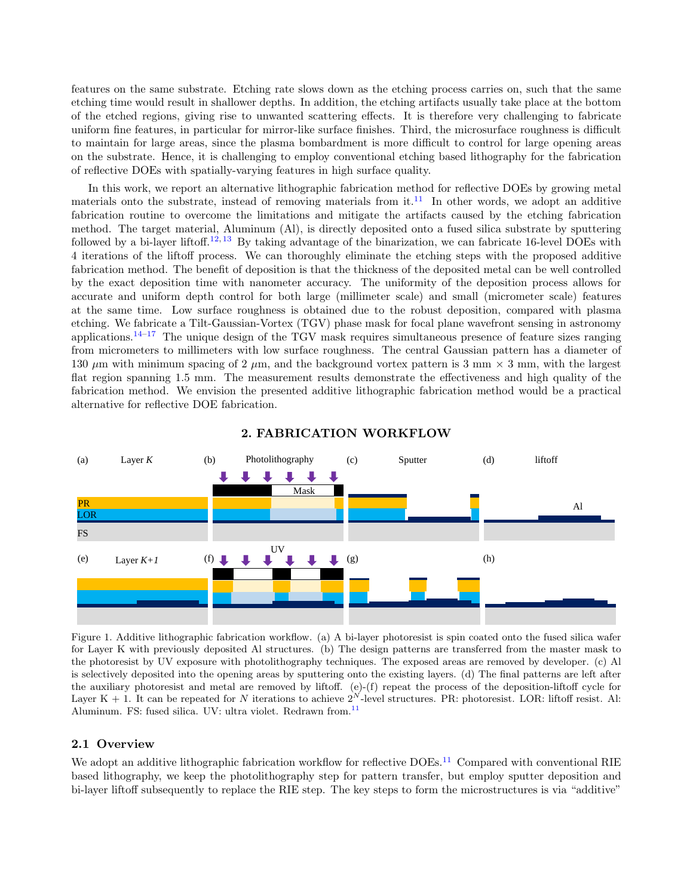features on the same substrate. Etching rate slows down as the etching process carries on, such that the same etching time would result in shallower depths. In addition, the etching artifacts usually take place at the bottom of the etched regions, giving rise to unwanted scattering effects. It is therefore very challenging to fabricate uniform fine features, in particular for mirror-like surface finishes. Third, the microsurface roughness is difficult to maintain for large areas, since the plasma bombardment is more difficult to control for large opening areas on the substrate. Hence, it is challenging to employ conventional etching based lithography for the fabrication of reflective DOEs with spatially-varying features in high surface quality.

In this work, we report an alternative lithographic fabrication method for reflective DOEs by growing metal materials onto the substrate, instead of removing materials from it.[11] In other words, we adopt an additive fabrication routine to overcome the limitations and mitigate the artifacts caused by the etching fabrication method. The target material, Aluminum (Al), is directly deposited onto a fused silica substrate by sputtering followed by a bi-layer liftoff.[12,13] By taking advantage of the binarization, we can fabricate 16-level DOEs with 4 iterations of the liftoff process. We can thoroughly eliminate the etching steps with the proposed additive fabrication method. The benefit of deposition is that the thickness of the deposited metal can be well controlled by the exact deposition time with nanometer accuracy. The uniformity of the deposition process allows for accurate and uniform depth control for both large (millimeter scale) and small (micrometer scale) features at the same time. Low surface roughness is obtained due to the robust deposition, compared with plasma etching. We fabricate a Tilt-Gaussian-Vortex (TGV) phase mask for focal plane wavefront sensing in astronomy applications.[14–17] The unique design of the TGV mask requires simultaneous presence of feature sizes ranging from micrometers to millimeters with low surface roughness. The central Gaussian pattern has a diameter of 130 $\mu$m with minimum spacing of 2 $\mu$m, and the background vortex pattern is 3 mm × 3 mm, with the largest flat region spanning 1.5 mm. The measurement results demonstrate the effectiveness and high quality of the fabrication method. We envision the presented additive lithographic fabrication method would be a practical alternative for reflective DOE fabrication.

## 2. FABRICATION WORKFLOW

Figure 1. Additive lithographic fabrication workflow. (a) A bi-layer photoresist is spin coated onto the fused silica wafer for Layer K with previously deposited Al structures. (b) The design patterns are transferred from the master mask to the photoresist by UV exposure with photolithography techniques. The exposed areas are removed by developer. (c) Al is selectively deposited into the opening areas by sputtering onto the existing layers. (d) The final patterns are left after the auxiliary photoresist and metal are removed by liftoff. (e)-(f) repeat the process of the deposition-liftoff cycle for Layer K + 1. It can be repeated for $N$ iterations to achieve $2^N$-level structures. PR: photoresist. LOR: liftoff resist. Al: Aluminum. FS: fused silica. UV: ultra violet. Redrawn from.[11]

### 2.1 Overview

We adopt an additive lithographic fabrication workflow for reflective DOEs.[11] Compared with conventional RIE based lithography, we keep the photolithography step for pattern transfer, but employ sputter deposition and bi-layer liftoff subsequently to replace the RIE step. The key steps to form the microstructures is via "additive"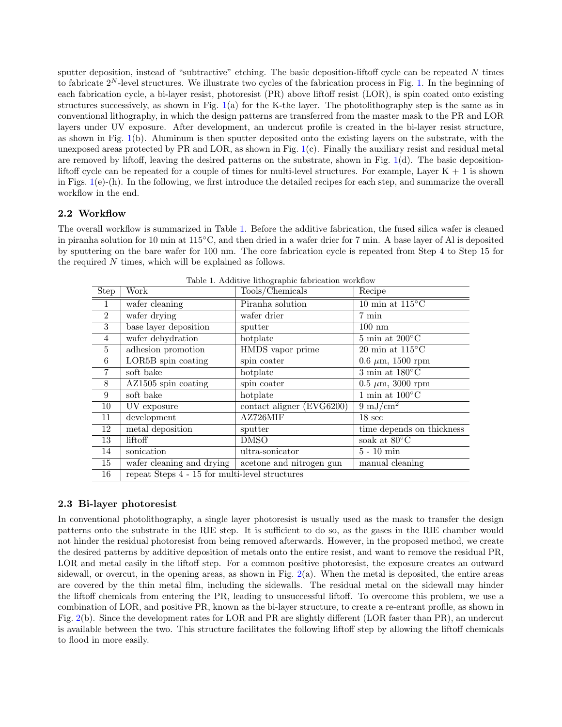sputter deposition, instead of "subtractive" etching. The basic deposition-liftoff cycle can be repeated $N$ times to fabricate $2^N$-level structures. We illustrate two cycles of the fabrication process in Fig. 1. In the beginning of each fabrication cycle, a bi-layer resist, photoresist (PR) above liftoff resist (LOR), is spin coated onto existing structures successively, as shown in Fig. 1(a) for the K-the layer. The photolithography step is the same as in conventional lithography, in which the design patterns are transferred from the master mask to the PR and LOR layers under UV exposure. After development, an undercut profile is created in the bi-layer resist structure, as shown in Fig. 1(b). Aluminum is then sputter deposited onto the existing layers on the substrate, with the unexposed areas protected by PR and LOR, as shown in Fig. 1(c). Finally the auxiliary resist and residual metal are removed by liftoff, leaving the desired patterns on the substrate, shown in Fig. 1(d). The basic deposition-liftoff cycle can be repeated for a couple of times for multi-level structures. For example, Layer K + 1 is shown in Figs. 1(e)-(h). In the following, we first introduce the detailed recipes for each step, and summarize the overall workflow in the end.

### 2.2 Workflow

The overall workflow is summarized in Table 1. Before the additive fabrication, the fused silica wafer is cleaned in piranha solution for 10 min at 115°C, and then dried in a wafer drier for 7 min. A base layer of Al is deposited by sputtering on the bare wafer for 100 nm. The core fabrication cycle is repeated from Step 4 to Step 15 for the required $N$ times, which will be explained as follows.

Table 1. Additive lithographic fabrication workflow

| Step | Work | Tools/Chemicals | Recipe |
|---|---|---|---|
| 1 | wafer cleaning | Piranha solution | 10 min at 115°C |
| 2 | wafer drying | wafer drier | 7 min |
| 3 | base layer deposition | sputter | 100 nm |
| 4 | wafer dehydration | hotplate | 5 min at 200°C |
| 5 | adhesion promotion | HMDS vapor prime | 20 min at 115°C |
| 6 | LOR5B spin coating | spin coater | 0.6 $\mu$m, 1500 rpm |
| 7 | soft bake | hotplate | 3 min at 180°C |
| 8 | AZ1505 spin coating | spin coater | 0.5 $\mu$m, 3000 rpm |
| 9 | soft bake | hotplate | 1 min at 100°C |
| 10 | UV exposure | contact aligner (EVG6200) | 9 mJ/cm$^2$ |
| 11 | development | AZ726MIF | 18 sec |
| 12 | metal deposition | sputter | time depends on thickness |
| 13 | liftoff | DMSO | soak at 80°C |
| 14 | sonication | ultra-sonicator | 5 - 10 min |
| 15 | wafer cleaning and drying | acetone and nitrogen gun | manual cleaning |
| 16 | repeat Steps 4 - 15 for multi-level structures | | |

### 2.3 Bi-layer photoresist

In conventional photolithography, a single layer photoresist is usually used as the mask to transfer the design patterns onto the substrate in the RIE step. It is sufficient to do so, as the gases in the RIE chamber would not hinder the residual photoresist from being removed afterwards. However, in the proposed method, we create the desired patterns by additive deposition of metals onto the entire resist, and want to remove the residual PR, LOR and metal easily in the liftoff step. For a common positive photoresist, the exposure creates an outward sidewall, or overcut, in the opening areas, as shown in Fig. 2(a). When the metal is deposited, the entire areas are covered by the thin metal film, including the sidewalls. The residual metal on the sidewall may hinder the liftoff chemicals from entering the PR, leading to unsuccessful liftoff. To overcome this problem, we use a combination of LOR, and positive PR, known as the bi-layer structure, to create a re-entrant profile, as shown in Fig. 2(b). Since the development rates for LOR and PR are slightly different (LOR faster than PR), an undercut is available between the two. This structure facilitates the following liftoff step by allowing the liftoff chemicals to flood in more easily.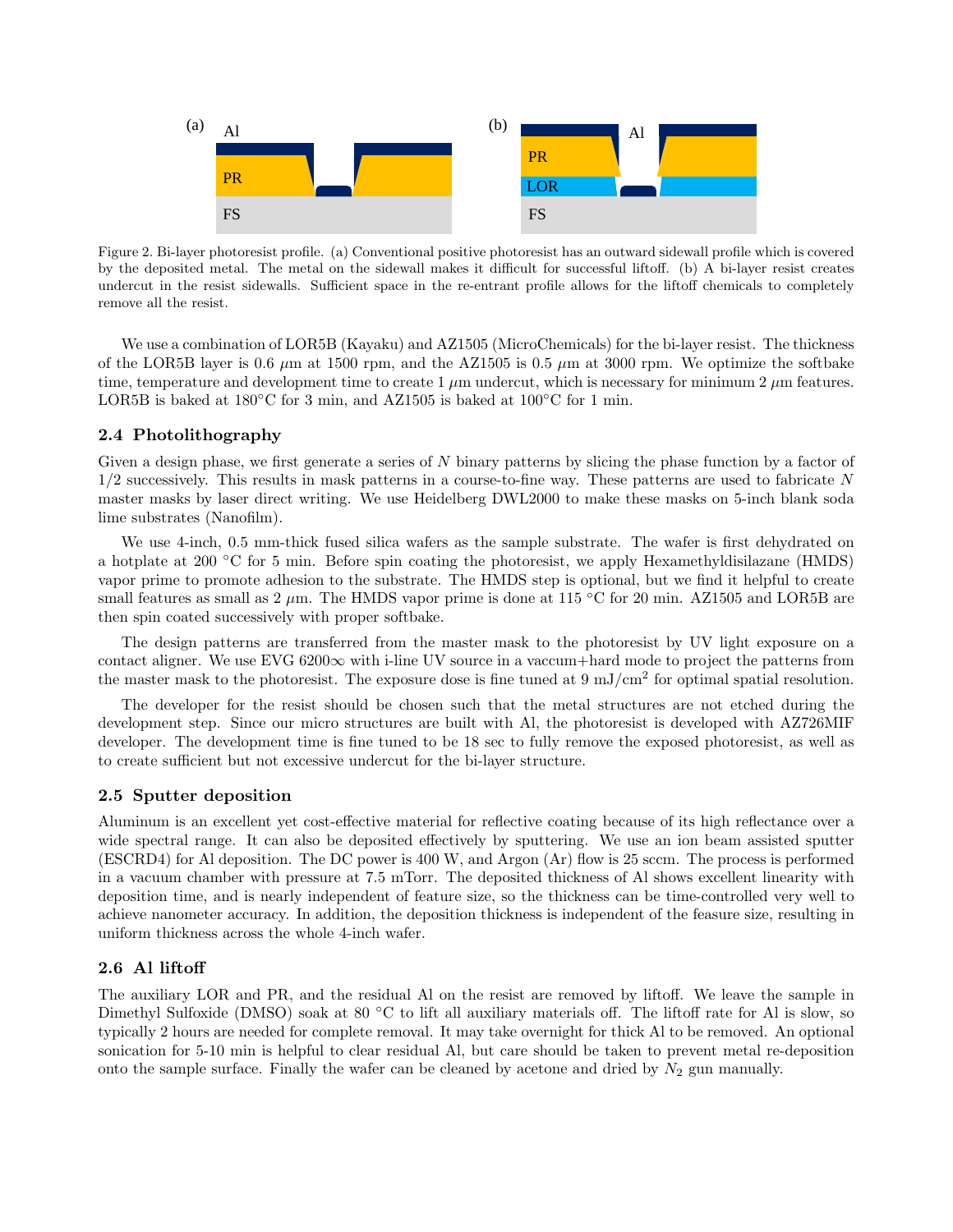Figure 2. Bi-layer photoresist profile. (a) Conventional positive photoresist has an outward sidewall profile which is covered by the deposited metal. The metal on the sidewall makes it difficult for successful liftoff. (b) A bi-layer resist creates undercut in the resist sidewalls. Sufficient space in the re-entrant profile allows for the liftoff chemicals to completely remove all the resist.

We use a combination of LOR5B (Kayaku) and AZ1505 (MicroChemicals) for the bi-layer resist. The thickness of the LOR5B layer is 0.6 $\mu$m at 1500 rpm, and the AZ1505 is 0.5 $\mu$m at 3000 rpm. We optimize the softbake time, temperature and development time to create 1 $\mu$m undercut, which is necessary for minimum 2 $\mu$m features. LOR5B is baked at 180°C for 3 min, and AZ1505 is baked at 100°C for 1 min.

### 2.4 Photolithography

Given a design phase, we first generate a series of $N$ binary patterns by slicing the phase function by a factor of 1/2 successively. This results in mask patterns in a course-to-fine way. These patterns are used to fabricate $N$ master masks by laser direct writing. We use Heidelberg DWL2000 to make these masks on 5-inch blank soda lime substrates (Nanofilm).

We use 4-inch, 0.5 mm-thick fused silica wafers as the sample substrate. The wafer is first dehydrated on a hotplate at 200 °C for 5 min. Before spin coating the photoresist, we apply Hexamethyldisilazane (HMDS) vapor prime to promote adhesion to the substrate. The HMDS step is optional, but we find it helpful to create small features as small as 2 $\mu$m. The HMDS vapor prime is done at 115 °C for 20 min. AZ1505 and LOR5B are then spin coated successively with proper softbake.

The design patterns are transferred from the master mask to the photoresist by UV light exposure on a contact aligner. We use EVG 6200$\infty$ with i-line UV source in a vaccum+hard mode to project the patterns from the master mask to the photoresist. The exposure dose is fine tuned at 9 mJ/cm$^2$ for optimal spatial resolution.

The developer for the resist should be chosen such that the metal structures are not etched during the development step. Since our micro structures are built with Al, the photoresist is developed with AZ726MIF developer. The development time is fine tuned to be 18 sec to fully remove the exposed photoresist, as well as to create sufficient but not excessive undercut for the bi-layer structure.

### 2.5 Sputter deposition

Aluminum is an excellent yet cost-effective material for reflective coating because of its high reflectance over a wide spectral range. It can also be deposited effectively by sputtering. We use an ion beam assisted sputter (ESCRD4) for Al deposition. The DC power is 400 W, and Argon (Ar) flow is 25 sccm. The process is performed in a vacuum chamber with pressure at 7.5 mTorr. The deposited thickness of Al shows excellent linearity with deposition time, and is nearly independent of feature size, so the thickness can be time-controlled very well to achieve nanometer accuracy. In addition, the deposition thickness is independent of the feasure size, resulting in uniform thickness across the whole 4-inch wafer.

### 2.6 Al liftoff

The auxiliary LOR and PR, and the residual Al on the resist are removed by liftoff. We leave the sample in Dimethyl Sulfoxide (DMSO) soak at 80 °C to lift all auxiliary materials off. The liftoff rate for Al is slow, so typically 2 hours are needed for complete removal. It may take overnight for thick Al to be removed. An optional sonication for 5-10 min is helpful to clear residual Al, but care should be taken to prevent metal re-deposition onto the sample surface. Finally the wafer can be cleaned by acetone and dried by $N_2$ gun manually.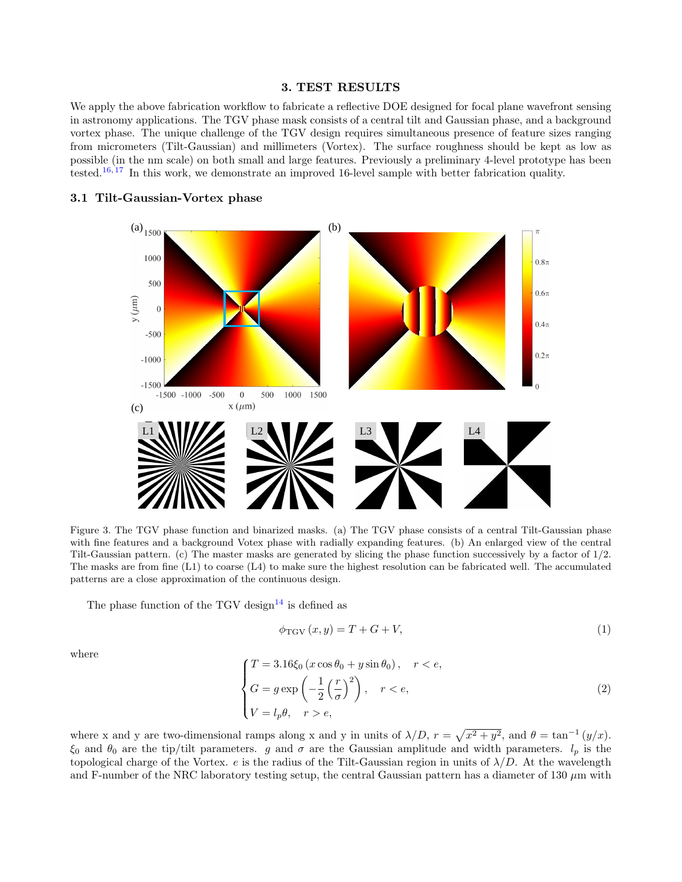# 3. TEST RESULTS

We apply the above fabrication workflow to fabricate a reflective DOE designed for focal plane wavefront sensing in astronomy applications. The TGV phase mask consists of a central tilt and Gaussian phase, and a background vortex phase. The unique challenge of the TGV design requires simultaneous presence of feature sizes ranging from micrometers (Tilt-Gaussian) and millimeters (Vortex). The surface roughness should be kept as low as possible (in the nm scale) on both small and large features. Previously a preliminary 4-level prototype has been tested.[16,17] In this work, we demonstrate an improved 16-level sample with better fabrication quality.

## 3.1 Tilt-Gaussian-Vortex phase

Figure 3. The TGV phase function and binarized masks. (a) The TGV phase consists of a central Tilt-Gaussian phase with fine features and a background Votex phase with radially expanding features. (b) An enlarged view of the central Tilt-Gaussian pattern. (c) The master masks are generated by slicing the phase function successively by a factor of 1/2. The masks are from fine (L1) to coarse (L4) to make sure the highest resolution can be fabricated well. The accumulated patterns are a close approximation of the continuous design.

The phase function of the TGV design[14] is defined as

$$\phi_{\mathrm{TGV}}(x, y) = T + G + V, \tag{1}$$

where

$$\begin{cases} T = 3.16\xi_0 \left(x \cos\theta_0 + y \sin\theta_0\right), \quad r < e, \\ G = g \exp\left(-\dfrac{1}{2}\left(\dfrac{r}{\sigma}\right)^2\right), \quad r < e, \\ V = l_p \theta, \quad r > e, \end{cases} \tag{2}$$

where x and y are two-dimensional ramps along x and y in units of $\lambda/D$, $r = \sqrt{x^2 + y^2}$, and $\theta = \tan^{-1}(y/x)$. $\xi_0$ and $\theta_0$ are the tip/tilt parameters. $g$ and $\sigma$ are the Gaussian amplitude and width parameters. $l_p$ is the topological charge of the Vortex. $e$ is the radius of the Tilt-Gaussian region in units of $\lambda/D$. At the wavelength and F-number of the NRC laboratory testing setup, the central Gaussian pattern has a diameter of 130 $\mu$m with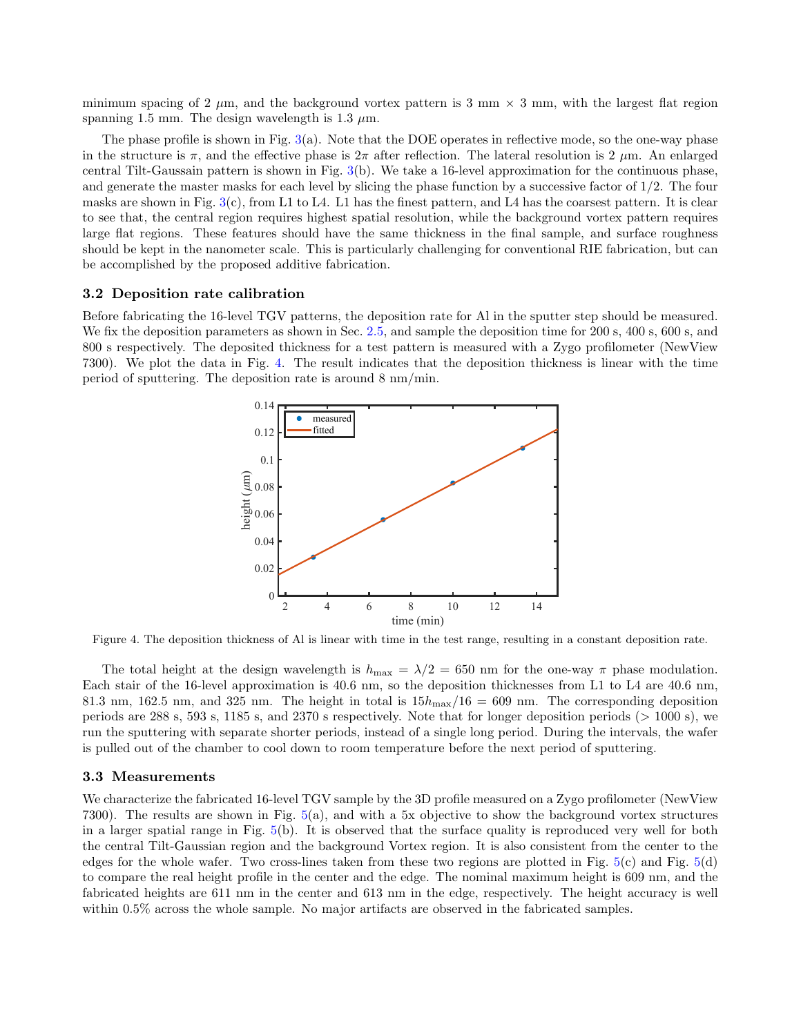minimum spacing of 2 $\mu$m, and the background vortex pattern is 3 mm $\times$ 3 mm, with the largest flat region spanning 1.5 mm. The design wavelength is 1.3 $\mu$m.

The phase profile is shown in Fig. 3(a). Note that the DOE operates in reflective mode, so the one-way phase in the structure is $\pi$, and the effective phase is $2\pi$ after reflection. The lateral resolution is 2 $\mu$m. An enlarged central Tilt-Gaussain pattern is shown in Fig. 3(b). We take a 16-level approximation for the continuous phase, and generate the master masks for each level by slicing the phase function by a successive factor of 1/2. The four masks are shown in Fig. 3(c), from L1 to L4. L1 has the finest pattern, and L4 has the coarsest pattern. It is clear to see that, the central region requires highest spatial resolution, while the background vortex pattern requires large flat regions. These features should have the same thickness in the final sample, and surface roughness should be kept in the nanometer scale. This is particularly challenging for conventional RIE fabrication, but can be accomplished by the proposed additive fabrication.

### 3.2 Deposition rate calibration

Before fabricating the 16-level TGV patterns, the deposition rate for Al in the sputter step should be measured. We fix the deposition parameters as shown in Sec. 2.5, and sample the deposition time for 200 s, 400 s, 600 s, and 800 s respectively. The deposited thickness for a test pattern is measured with a Zygo profilometer (NewView 7300). We plot the data in Fig. 4. The result indicates that the deposition thickness is linear with the time period of sputtering. The deposition rate is around 8 nm/min.

Figure 4. The deposition thickness of Al is linear with time in the test range, resulting in a constant deposition rate.

The total height at the design wavelength is $h_{\max} = \lambda/2 = 650$ nm for the one-way $\pi$ phase modulation. Each stair of the 16-level approximation is 40.6 nm, so the deposition thicknesses from L1 to L4 are 40.6 nm, 81.3 nm, 162.5 nm, and 325 nm. The height in total is $15h_{\max}/16 = 609$ nm. The corresponding deposition periods are 288 s, 593 s, 1185 s, and 2370 s respectively. Note that for longer deposition periods (> 1000 s), we run the sputtering with separate shorter periods, instead of a single long period. During the intervals, the wafer is pulled out of the chamber to cool down to room temperature before the next period of sputtering.

### 3.3 Measurements

We characterize the fabricated 16-level TGV sample by the 3D profile measured on a Zygo profilometer (NewView 7300). The results are shown in Fig. 5(a), and with a 5x objective to show the background vortex structures in a larger spatial range in Fig. 5(b). It is observed that the surface quality is reproduced very well for both the central Tilt-Gaussian region and the background Vortex region. It is also consistent from the center to the edges for the whole wafer. Two cross-lines taken from these two regions are plotted in Fig. 5(c) and Fig. 5(d) to compare the real height profile in the center and the edge. The nominal maximum height is 609 nm, and the fabricated heights are 611 nm in the center and 613 nm in the edge, respectively. The height accuracy is well within 0.5% across the whole sample. No major artifacts are observed in the fabricated samples.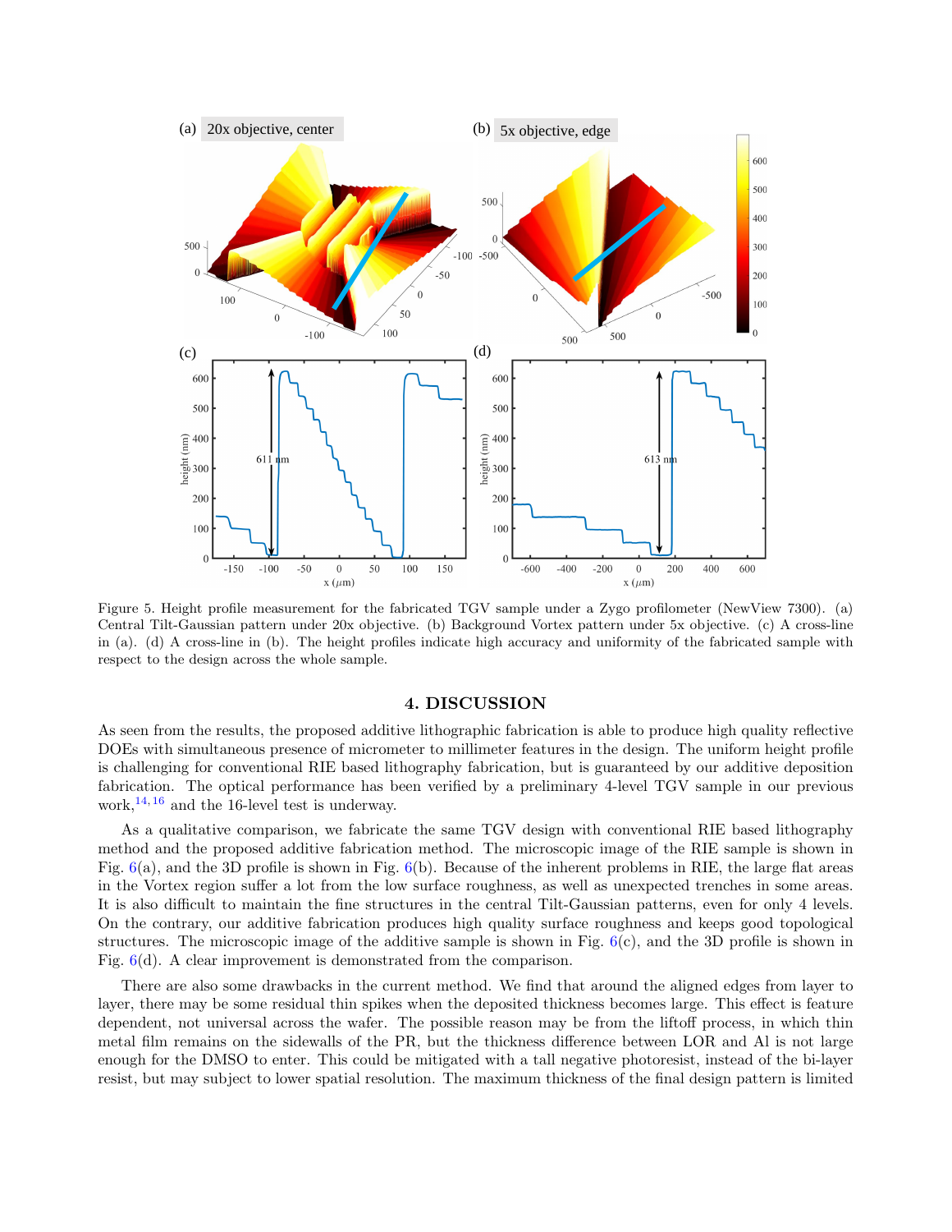Figure 5. Height profile measurement for the fabricated TGV sample under a Zygo profilometer (NewView 7300). (a) Central Tilt-Gaussian pattern under 20x objective. (b) Background Vortex pattern under 5x objective. (c) A cross-line in (a). (d) A cross-line in (b). The height profiles indicate high accuracy and uniformity of the fabricated sample with respect to the design across the whole sample.

## 4. DISCUSSION

As seen from the results, the proposed additive lithographic fabrication is able to produce high quality reflective DOEs with simultaneous presence of micrometer to millimeter features in the design. The uniform height profile is challenging for conventional RIE based lithography fabrication, but is guaranteed by our additive deposition fabrication. The optical performance has been verified by a preliminary 4-level TGV sample in our previous work,[14,16] and the 16-level test is underway.

As a qualitative comparison, we fabricate the same TGV design with conventional RIE based lithography method and the proposed additive fabrication method. The microscopic image of the RIE sample is shown in Fig. 6(a), and the 3D profile is shown in Fig. 6(b). Because of the inherent problems in RIE, the large flat areas in the Vortex region suffer a lot from the low surface roughness, as well as unexpected trenches in some areas. It is also difficult to maintain the fine structures in the central Tilt-Gaussian patterns, even for only 4 levels. On the contrary, our additive fabrication produces high quality surface roughness and keeps good topological structures. The microscopic image of the additive sample is shown in Fig. 6(c), and the 3D profile is shown in Fig. 6(d). A clear improvement is demonstrated from the comparison.

There are also some drawbacks in the current method. We find that around the aligned edges from layer to layer, there may be some residual thin spikes when the deposited thickness becomes large. This effect is feature dependent, not universal across the wafer. The possible reason may be from the liftoff process, in which thin metal film remains on the sidewalls of the PR, but the thickness difference between LOR and Al is not large enough for the DMSO to enter. This could be mitigated with a tall negative photoresist, instead of the bi-layer resist, but may subject to lower spatial resolution. The maximum thickness of the final design pattern is limited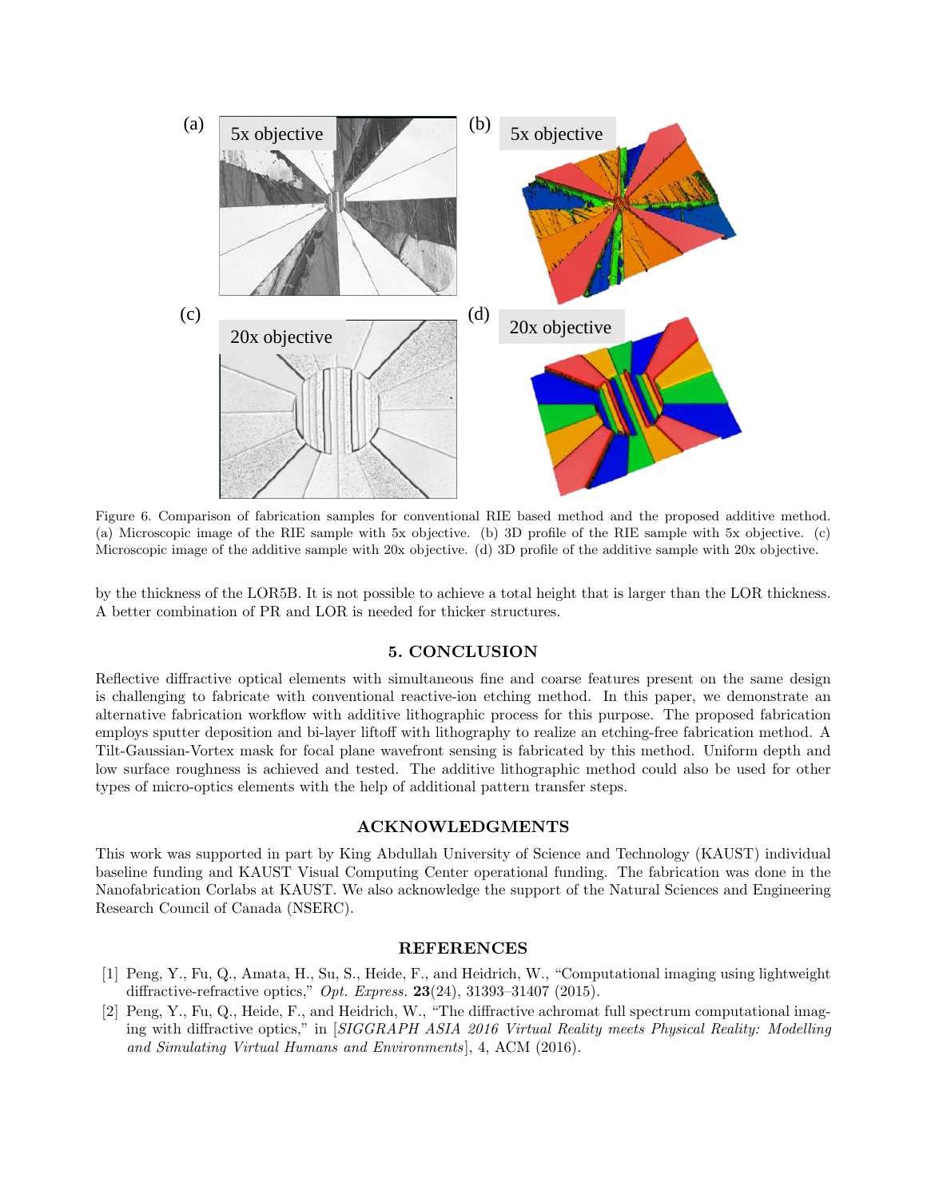Figure 6. Comparison of fabrication samples for conventional RIE based method and the proposed additive method. (a) Microscopic image of the RIE sample with 5x objective. (b) 3D profile of the RIE sample with 5x objective. (c) Microscopic image of the additive sample with 20x objective. (d) 3D profile of the additive sample with 20x objective.

by the thickness of the LOR5B. It is not possible to achieve a total height that is larger than the LOR thickness. A better combination of PR and LOR is needed for thicker structures.

## 5. CONCLUSION

Reflective diffractive optical elements with simultaneous fine and coarse features present on the same design is challenging to fabricate with conventional reactive-ion etching method. In this paper, we demonstrate an alternative fabrication workflow with additive lithographic process for this purpose. The proposed fabrication employs sputter deposition and bi-layer liftoff with lithography to realize an etching-free fabrication method. A Tilt-Gaussian-Vortex mask for focal plane wavefront sensing is fabricated by this method. Uniform depth and low surface roughness is achieved and tested. The additive lithographic method could also be used for other types of micro-optics elements with the help of additional pattern transfer steps.

## ACKNOWLEDGMENTS

This work was supported in part by King Abdullah University of Science and Technology (KAUST) individual baseline funding and KAUST Visual Computing Center operational funding. The fabrication was done in the Nanofabrication Corlabs at KAUST. We also acknowledge the support of the Natural Sciences and Engineering Research Council of Canada (NSERC).

## REFERENCES

[1] Peng, Y., Fu, Q., Amata, H., Su, S., Heide, F., and Heidrich, W., "Computational imaging using lightweight diffractive-refractive optics," *Opt. Express.* **23**(24), 31393–31407 (2015).

[2] Peng, Y., Fu, Q., Heide, F., and Heidrich, W., "The diffractive achromat full spectrum computational imaging with diffractive optics," in [*SIGGRAPH ASIA 2016 Virtual Reality meets Physical Reality: Modelling and Simulating Virtual Humans and Environments*], 4, ACM (2016).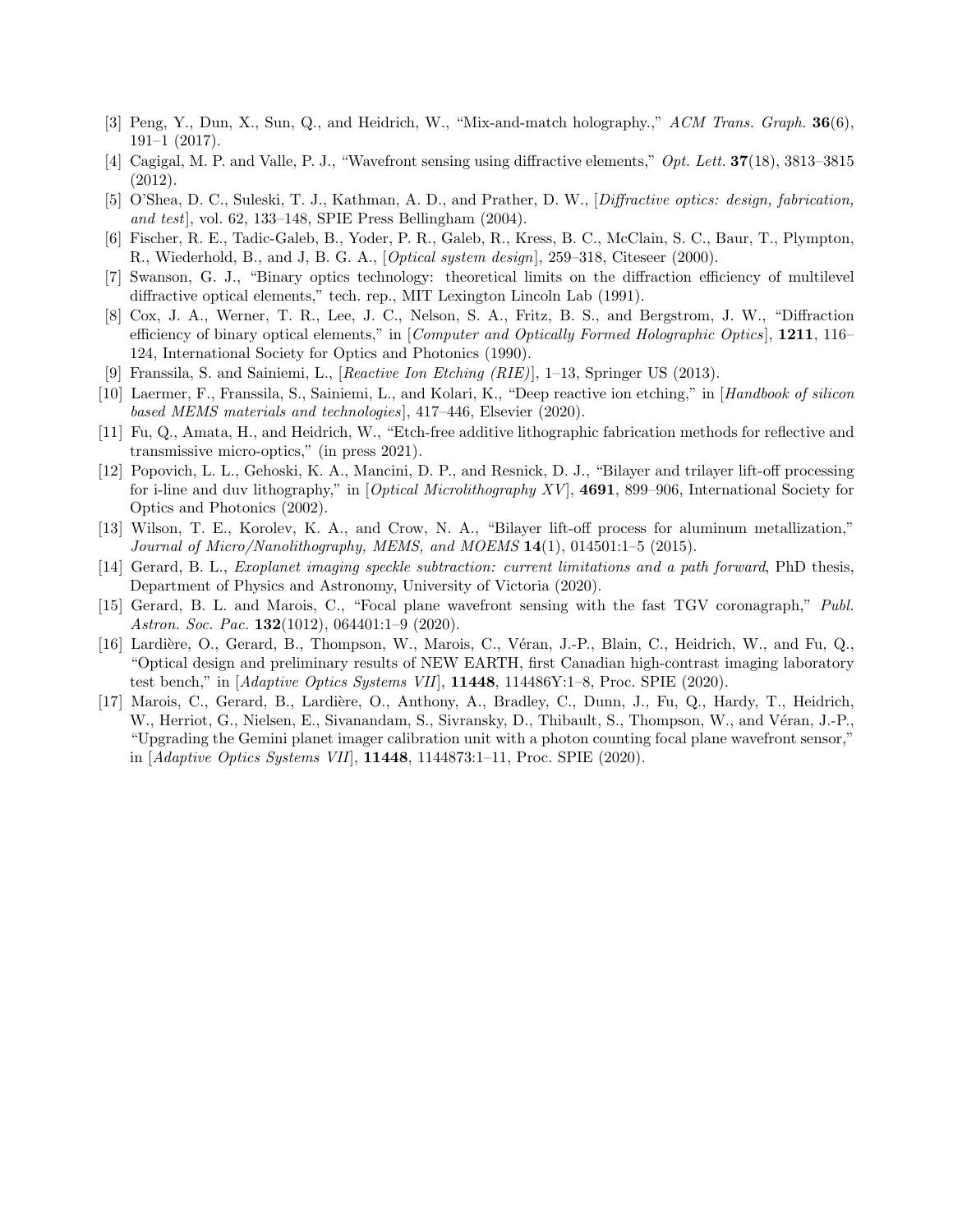[3] Peng, Y., Dun, X., Sun, Q., and Heidrich, W., "Mix-and-match holography.," *ACM Trans. Graph.* **36**(6), 191–1 (2017).

[4] Cagigal, M. P. and Valle, P. J., "Wavefront sensing using diffractive elements," *Opt. Lett.* **37**(18), 3813–3815 (2012).

[5] O'Shea, D. C., Suleski, T. J., Kathman, A. D., and Prather, D. W., [*Diffractive optics: design, fabrication, and test*], vol. 62, 133–148, SPIE Press Bellingham (2004).

[6] Fischer, R. E., Tadic-Galeb, B., Yoder, P. R., Galeb, R., Kress, B. C., McClain, S. C., Baur, T., Plympton, R., Wiederhold, B., and J, B. G. A., [*Optical system design*], 259–318, Citeseer (2000).

[7] Swanson, G. J., "Binary optics technology: theoretical limits on the diffraction efficiency of multilevel diffractive optical elements," tech. rep., MIT Lexington Lincoln Lab (1991).

[8] Cox, J. A., Werner, T. R., Lee, J. C., Nelson, S. A., Fritz, B. S., and Bergstrom, J. W., "Diffraction efficiency of binary optical elements," in [*Computer and Optically Formed Holographic Optics*], **1211**, 116–124, International Society for Optics and Photonics (1990).

[9] Franssila, S. and Sainiemi, L., [*Reactive Ion Etching (RIE)*], 1–13, Springer US (2013).

[10] Laermer, F., Franssila, S., Sainiemi, L., and Kolari, K., "Deep reactive ion etching," in [*Handbook of silicon based MEMS materials and technologies*], 417–446, Elsevier (2020).

[11] Fu, Q., Amata, H., and Heidrich, W., "Etch-free additive lithographic fabrication methods for reflective and transmissive micro-optics," (in press 2021).

[12] Popovich, L. L., Gehoski, K. A., Mancini, D. P., and Resnick, D. J., "Bilayer and trilayer lift-off processing for i-line and duv lithography," in [*Optical Microlithography XV*], **4691**, 899–906, International Society for Optics and Photonics (2002).

[13] Wilson, T. E., Korolev, K. A., and Crow, N. A., "Bilayer lift-off process for aluminum metallization," *Journal of Micro/Nanolithography, MEMS, and MOEMS* **14**(1), 014501:1–5 (2015).

[14] Gerard, B. L., *Exoplanet imaging speckle subtraction: current limitations and a path forward*, PhD thesis, Department of Physics and Astronomy, University of Victoria (2020).

[15] Gerard, B. L. and Marois, C., "Focal plane wavefront sensing with the fast TGV coronagraph," *Publ. Astron. Soc. Pac.* **132**(1012), 064401:1–9 (2020).

[16] Lardière, O., Gerard, B., Thompson, W., Marois, C., Véran, J.-P., Blain, C., Heidrich, W., and Fu, Q., "Optical design and preliminary results of NEW EARTH, first Canadian high-contrast imaging laboratory test bench," in [*Adaptive Optics Systems VII*], **11448**, 114486Y:1–8, Proc. SPIE (2020).

[17] Marois, C., Gerard, B., Lardière, O., Anthony, A., Bradley, C., Dunn, J., Fu, Q., Hardy, T., Heidrich, W., Herriot, G., Nielsen, E., Sivanandam, S., Sivransky, D., Thibault, S., Thompson, W., and Véran, J.-P., "Upgrading the Gemini planet imager calibration unit with a photon counting focal plane wavefront sensor," in [*Adaptive Optics Systems VII*], **11448**, 1144873:1–11, Proc. SPIE (2020).